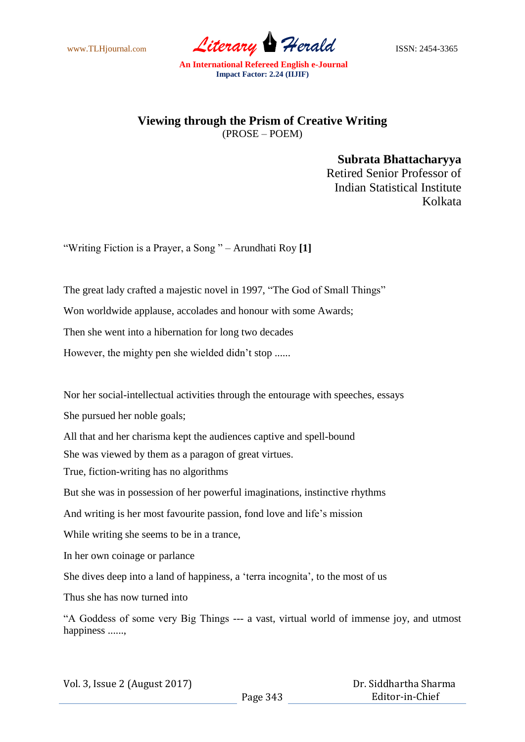# Viewing through the Prism of Creative Writing

(PROSE – POEM)

**Subrata Bhattacharyya**
Retired Senior Professor of
Indian Statistical Institute
Kolkata

"Writing Fiction is a Prayer, a Song " – Arundhati Roy **[1]**

The great lady crafted a majestic novel in 1997, "The God of Small Things"

Won worldwide applause, accolades and honour with some Awards;

Then she went into a hibernation for long two decades

However, the mighty pen she wielded didn't stop ......

Nor her social-intellectual activities through the entourage with speeches, essays

She pursued her noble goals;

All that and her charisma kept the audiences captive and spell-bound

She was viewed by them as a paragon of great virtues.

True, fiction-writing has no algorithms

But she was in possession of her powerful imaginations, instinctive rhythms

And writing is her most favourite passion, fond love and life's mission

While writing she seems to be in a trance,

In her own coinage or parlance

She dives deep into a land of happiness, a 'terra incognita', to the most of us

Thus she has now turned into

"A Goddess of some very Big Things --- a vast, virtual world of immense joy, and utmost happiness ......,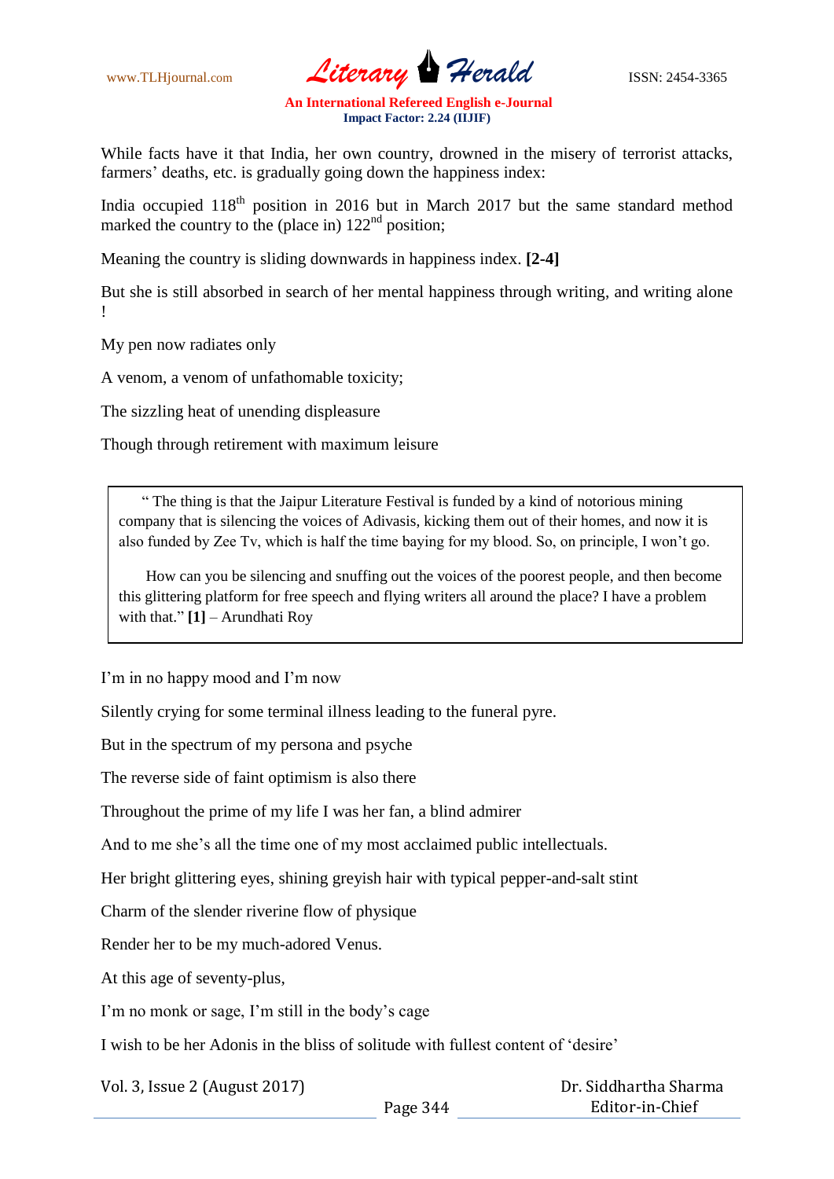While facts have it that India, her own country, drowned in the misery of terrorist attacks, farmers' deaths, etc. is gradually going down the happiness index:

India occupied 118th position in 2016 but in March 2017 but the same standard method marked the country to the (place in) 122nd position;

Meaning the country is sliding downwards in happiness index. **[2-4]**

But she is still absorbed in search of her mental happiness through writing, and writing alone !

My pen now radiates only

A venom, a venom of unfathomable toxicity;

The sizzling heat of unending displeasure

Though through retirement with maximum leisure

> " The thing is that the Jaipur Literature Festival is funded by a kind of notorious mining company that is silencing the voices of Adivasis, kicking them out of their homes, and now it is also funded by Zee Tv, which is half the time baying for my blood. So, on principle, I won't go.
>
> How can you be silencing and snuffing out the voices of the poorest people, and then become this glittering platform for free speech and flying writers all around the place? I have a problem with that." **[1]** – Arundhati Roy

I'm in no happy mood and I'm now

Silently crying for some terminal illness leading to the funeral pyre.

But in the spectrum of my persona and psyche

The reverse side of faint optimism is also there

Throughout the prime of my life I was her fan, a blind admirer

And to me she's all the time one of my most acclaimed public intellectuals.

Her bright glittering eyes, shining greyish hair with typical pepper-and-salt stint

Charm of the slender riverine flow of physique

Render her to be my much-adored Venus.

At this age of seventy-plus,

I'm no monk or sage, I'm still in the body's cage

I wish to be her Adonis in the bliss of solitude with fullest content of 'desire'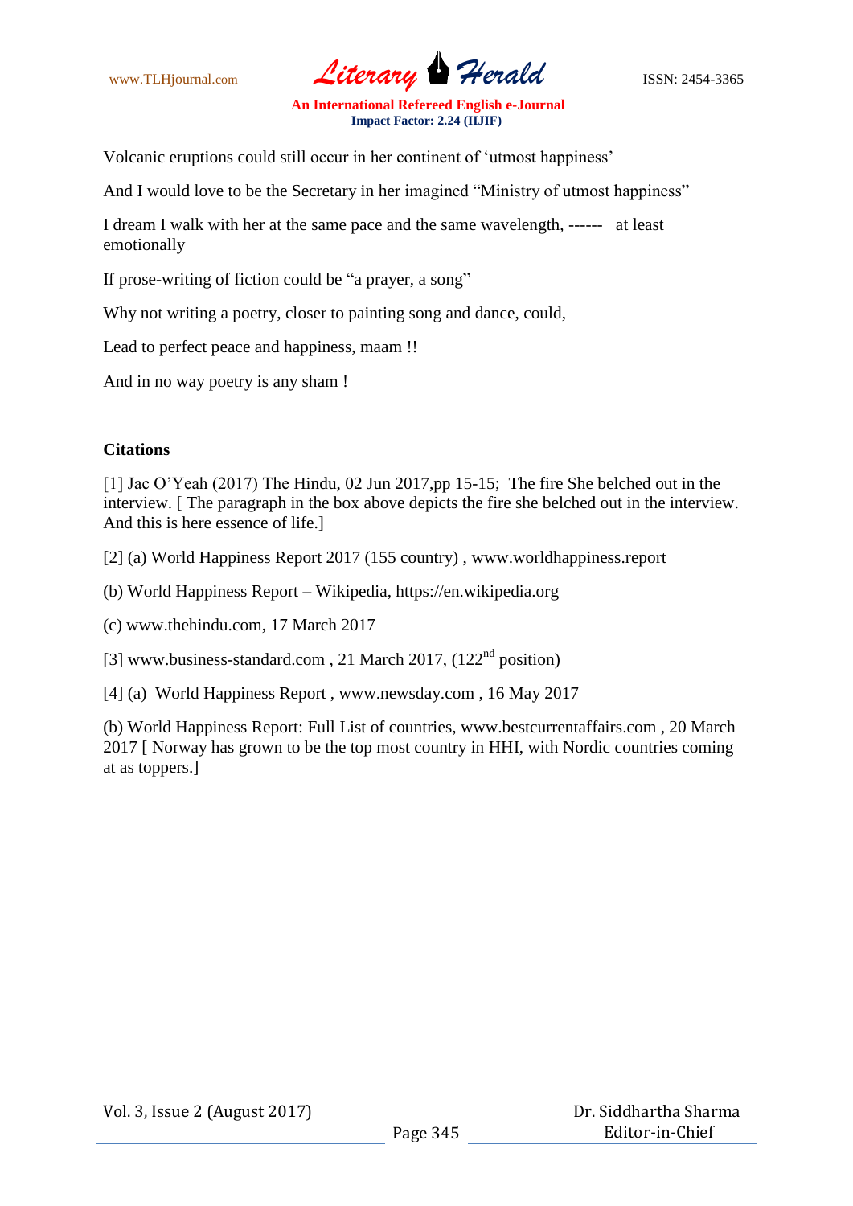Volcanic eruptions could still occur in her continent of 'utmost happiness'

And I would love to be the Secretary in her imagined "Ministry of utmost happiness"

I dream I walk with her at the same pace and the same wavelength, ------ at least emotionally

If prose-writing of fiction could be "a prayer, a song"

Why not writing a poetry, closer to painting song and dance, could,

Lead to perfect peace and happiness, maam !!

And in no way poetry is any sham !

**Citations**

[1] Jac O'Yeah (2017) The Hindu, 02 Jun 2017,pp 15-15; The fire She belched out in the interview. [ The paragraph in the box above depicts the fire she belched out in the interview. And this is here essence of life.]

[2] (a) World Happiness Report 2017 (155 country) , www.worldhappiness.report

(b) World Happiness Report – Wikipedia, https://en.wikipedia.org

(c) www.thehindu.com, 17 March 2017

[3] www.business-standard.com , 21 March 2017, (122nd position)

[4] (a) World Happiness Report , www.newsday.com , 16 May 2017

(b) World Happiness Report: Full List of countries, www.bestcurrentaffairs.com , 20 March 2017 [ Norway has grown to be the top most country in HHI, with Nordic countries coming at as toppers.]